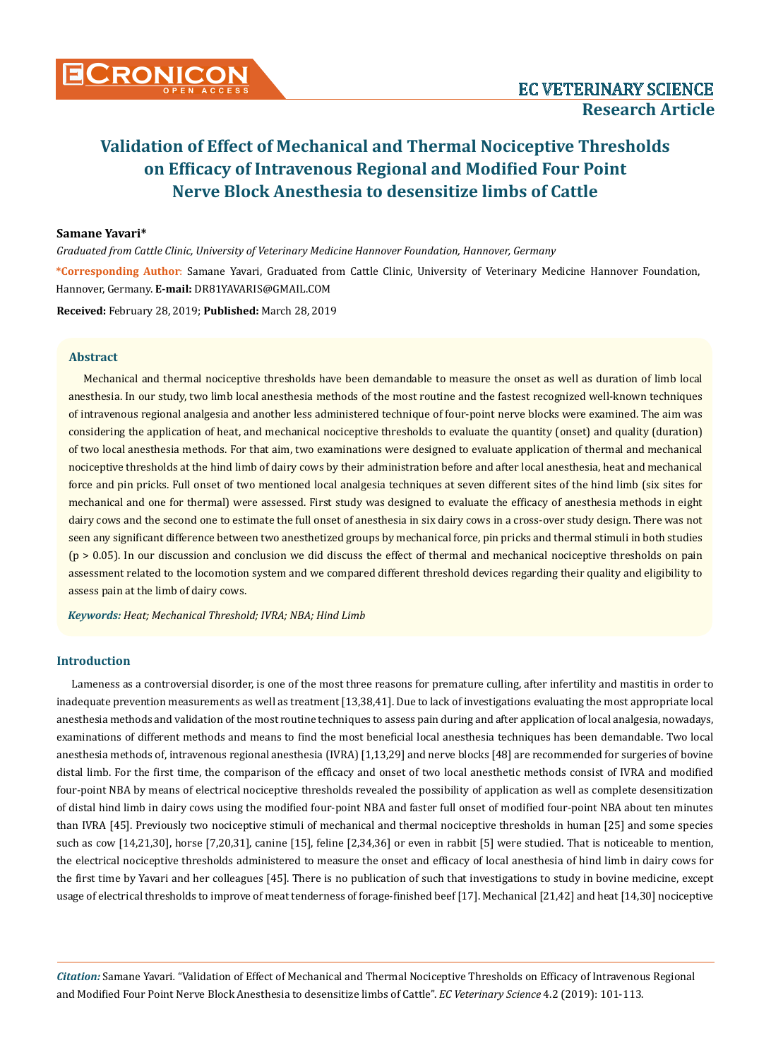# Validation of Effect of Mechanical and Thermal Nociceptive Thresholds on Efficacy of Intravenous Regional and Modified Four Point Nerve Block Anesthesia to desensitize limbs of Cattle

**Samane Yavari***

*Graduated from Cattle Clinic, University of Veterinary Medicine Hannover Foundation, Hannover, Germany*

**\*Corresponding Author:** Samane Yavari, Graduated from Cattle Clinic, University of Veterinary Medicine Hannover Foundation, Hannover, Germany. **E-mail:** DR81YAVARIS@GMAIL.COM

**Received:** February 28, 2019; **Published:** March 28, 2019

## Abstract

Mechanical and thermal nociceptive thresholds have been demandable to measure the onset as well as duration of limb local anesthesia. In our study, two limb local anesthesia methods of the most routine and the fastest recognized well-known techniques of intravenous regional analgesia and another less administered technique of four-point nerve blocks were examined. The aim was considering the application of heat, and mechanical nociceptive thresholds to evaluate the quantity (onset) and quality (duration) of two local anesthesia methods. For that aim, two examinations were designed to evaluate application of thermal and mechanical nociceptive thresholds at the hind limb of dairy cows by their administration before and after local anesthesia, heat and mechanical force and pin pricks. Full onset of two mentioned local analgesia techniques at seven different sites of the hind limb (six sites for mechanical and one for thermal) were assessed. First study was designed to evaluate the efficacy of anesthesia methods in eight dairy cows and the second one to estimate the full onset of anesthesia in six dairy cows in a cross-over study design. There was not seen any significant difference between two anesthetized groups by mechanical force, pin pricks and thermal stimuli in both studies ($p > 0.05$). In our discussion and conclusion we did discuss the effect of thermal and mechanical nociceptive thresholds on pain assessment related to the locomotion system and we compared different threshold devices regarding their quality and eligibility to assess pain at the limb of dairy cows.

***Keywords:*** *Heat; Mechanical Threshold; IVRA; NBA; Hind Limb*

## Introduction

Lameness as a controversial disorder, is one of the most three reasons for premature culling, after infertility and mastitis in order to inadequate prevention measurements as well as treatment [13,38,41]. Due to lack of investigations evaluating the most appropriate local anesthesia methods and validation of the most routine techniques to assess pain during and after application of local analgesia, nowadays, examinations of different methods and means to find the most beneficial local anesthesia techniques has been demandable. Two local anesthesia methods of, intravenous regional anesthesia (IVRA) [1,13,29] and nerve blocks [48] are recommended for surgeries of bovine distal limb. For the first time, the comparison of the efficacy and onset of two local anesthetic methods consist of IVRA and modified four-point NBA by means of electrical nociceptive thresholds revealed the possibility of application as well as complete desensitization of distal hind limb in dairy cows using the modified four-point NBA and faster full onset of modified four-point NBA about ten minutes than IVRA [45]. Previously two nociceptive stimuli of mechanical and thermal nociceptive thresholds in human [25] and some species such as cow [14,21,30], horse [7,20,31], canine [15], feline [2,34,36] or even in rabbit [5] were studied. That is noticeable to mention, the electrical nociceptive thresholds administered to measure the onset and efficacy of local anesthesia of hind limb in dairy cows for the first time by Yavari and her colleagues [45]. There is no publication of such that investigations to study in bovine medicine, except usage of electrical thresholds to improve of meat tenderness of forage-finished beef [17]. Mechanical [21,42] and heat [14,30] nociceptive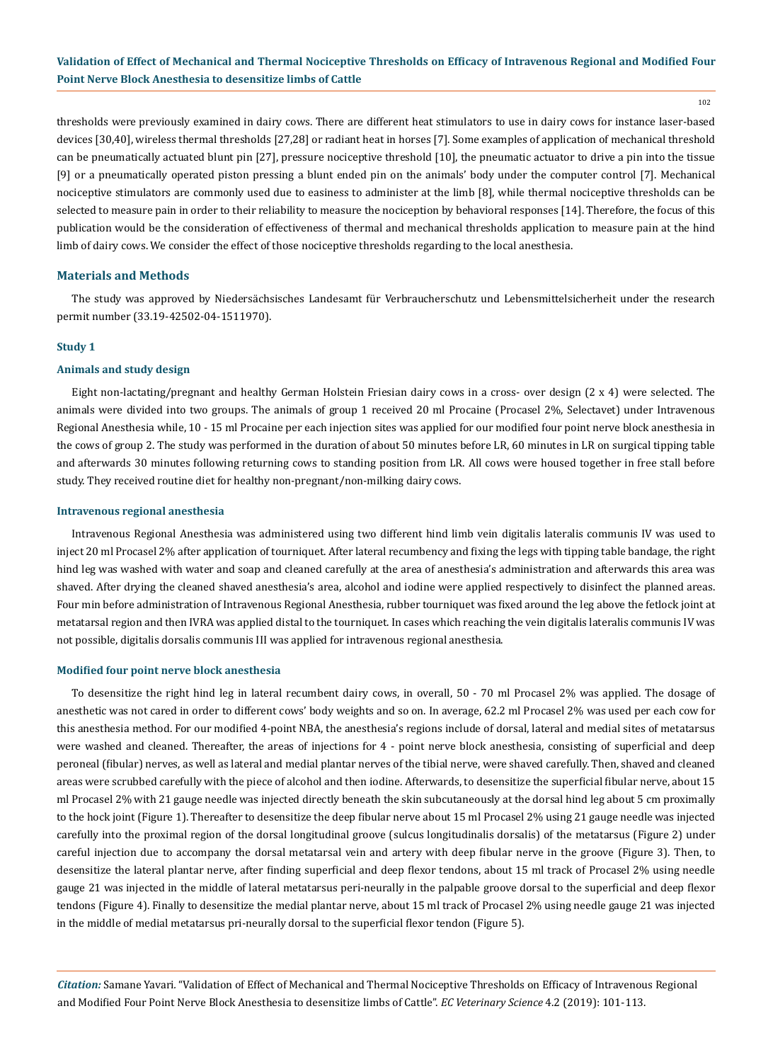thresholds were previously examined in dairy cows. There are different heat stimulators to use in dairy cows for instance laser-based devices [30,40], wireless thermal thresholds [27,28] or radiant heat in horses [7]. Some examples of application of mechanical threshold can be pneumatically actuated blunt pin [27], pressure nociceptive threshold [10], the pneumatic actuator to drive a pin into the tissue [9] or a pneumatically operated piston pressing a blunt ended pin on the animals' body under the computer control [7]. Mechanical nociceptive stimulators are commonly used due to easiness to administer at the limb [8], while thermal nociceptive thresholds can be selected to measure pain in order to their reliability to measure the nociception by behavioral responses [14]. Therefore, the focus of this publication would be the consideration of effectiveness of thermal and mechanical thresholds application to measure pain at the hind limb of dairy cows. We consider the effect of those nociceptive thresholds regarding to the local anesthesia.

## Materials and Methods

The study was approved by Niedersächsisches Landesamt für Verbraucherschutz und Lebensmittelsicherheit under the research permit number (33.19-42502-04-1511970).

### Study 1

#### Animals and study design

Eight non-lactating/pregnant and healthy German Holstein Friesian dairy cows in a cross- over design (2 x 4) were selected. The animals were divided into two groups. The animals of group 1 received 20 ml Procaine (Procasel 2%, Selectavet) under Intravenous Regional Anesthesia while, 10 - 15 ml Procaine per each injection sites was applied for our modified four point nerve block anesthesia in the cows of group 2. The study was performed in the duration of about 50 minutes before LR, 60 minutes in LR on surgical tipping table and afterwards 30 minutes following returning cows to standing position from LR. All cows were housed together in free stall before study. They received routine diet for healthy non-pregnant/non-milking dairy cows.

#### Intravenous regional anesthesia

Intravenous Regional Anesthesia was administered using two different hind limb vein digitalis lateralis communis IV was used to inject 20 ml Procasel 2% after application of tourniquet. After lateral recumbency and fixing the legs with tipping table bandage, the right hind leg was washed with water and soap and cleaned carefully at the area of anesthesia's administration and afterwards this area was shaved. After drying the cleaned shaved anesthesia's area, alcohol and iodine were applied respectively to disinfect the planned areas. Four min before administration of Intravenous Regional Anesthesia, rubber tourniquet was fixed around the leg above the fetlock joint at metatarsal region and then IVRA was applied distal to the tourniquet. In cases which reaching the vein digitalis lateralis communis IV was not possible, digitalis dorsalis communis III was applied for intravenous regional anesthesia.

#### Modified four point nerve block anesthesia

To desensitize the right hind leg in lateral recumbent dairy cows, in overall, 50 - 70 ml Procasel 2% was applied. The dosage of anesthetic was not cared in order to different cows' body weights and so on. In average, 62.2 ml Procasel 2% was used per each cow for this anesthesia method. For our modified 4-point NBA, the anesthesia's regions include of dorsal, lateral and medial sites of metatarsus were washed and cleaned. Thereafter, the areas of injections for 4 - point nerve block anesthesia, consisting of superficial and deep peroneal (fibular) nerves, as well as lateral and medial plantar nerves of the tibial nerve, were shaved carefully. Then, shaved and cleaned areas were scrubbed carefully with the piece of alcohol and then iodine. Afterwards, to desensitize the superficial fibular nerve, about 15 ml Procasel 2% with 21 gauge needle was injected directly beneath the skin subcutaneously at the dorsal hind leg about 5 cm proximally to the hock joint (Figure 1). Thereafter to desensitize the deep fibular nerve about 15 ml Procasel 2% using 21 gauge needle was injected carefully into the proximal region of the dorsal longitudinal groove (sulcus longitudinalis dorsalis) of the metatarsus (Figure 2) under careful injection due to accompany the dorsal metatarsal vein and artery with deep fibular nerve in the groove (Figure 3). Then, to desensitize the lateral plantar nerve, after finding superficial and deep flexor tendons, about 15 ml track of Procasel 2% using needle gauge 21 was injected in the middle of lateral metatarsus peri-neurally in the palpable groove dorsal to the superficial and deep flexor tendons (Figure 4). Finally to desensitize the medial plantar nerve, about 15 ml track of Procasel 2% using needle gauge 21 was injected in the middle of medial metatarsus pri-neurally dorsal to the superficial flexor tendon (Figure 5).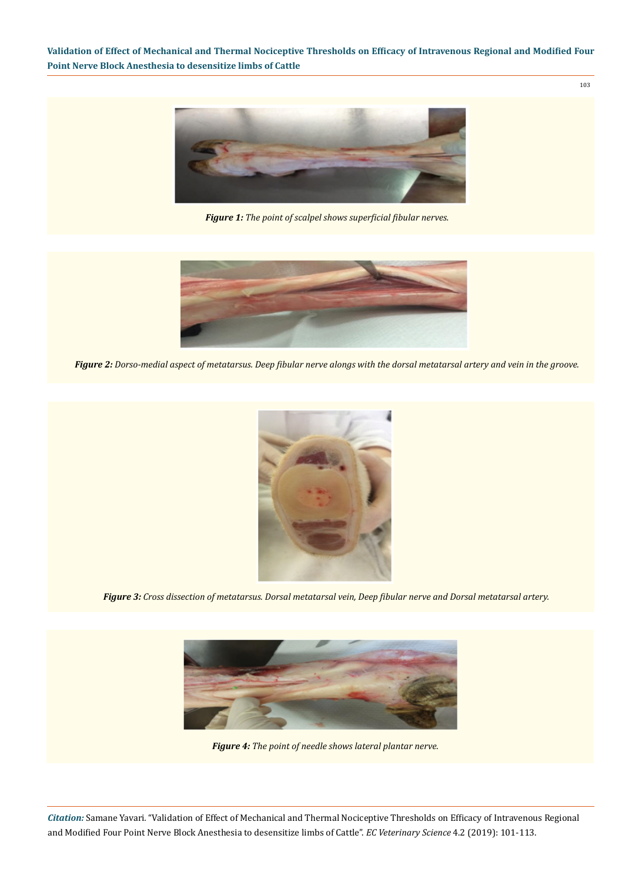*Figure 1: The point of scalpel shows superficial fibular nerves.*

*Figure 2: Dorso-medial aspect of metatarsus. Deep fibular nerve alongs with the dorsal metatarsal artery and vein in the groove.*

*Figure 3: Cross dissection of metatarsus. Dorsal metatarsal vein, Deep fibular nerve and Dorsal metatarsal artery.*

*Figure 4: The point of needle shows lateral plantar nerve.*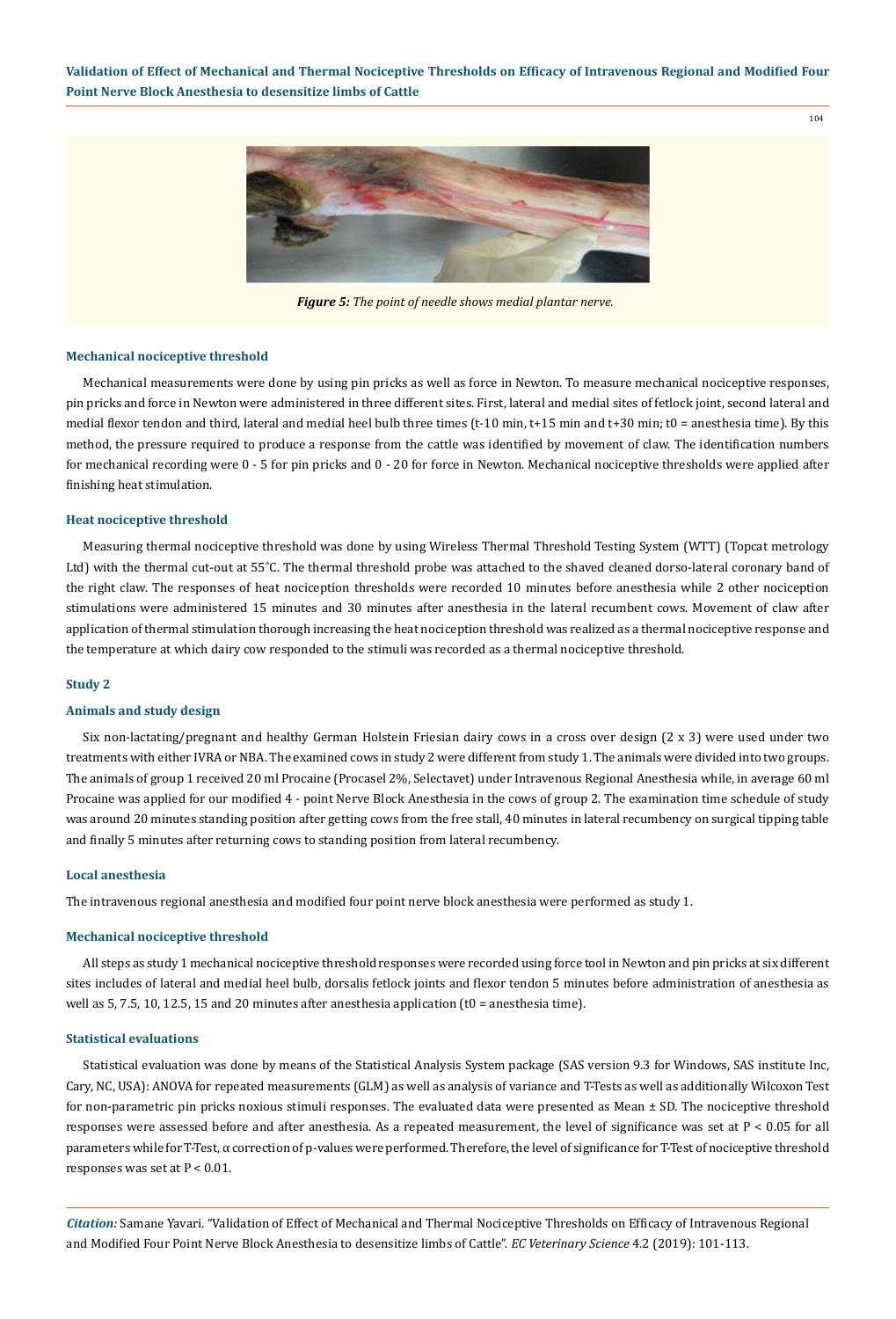*Figure 5: The point of needle shows medial plantar nerve.*

### Mechanical nociceptive threshold

Mechanical measurements were done by using pin pricks as well as force in Newton. To measure mechanical nociceptive responses, pin pricks and force in Newton were administered in three different sites. First, lateral and medial sites of fetlock joint, second lateral and medial flexor tendon and third, lateral and medial heel bulb three times (t-10 min, t+15 min and t+30 min; t0 = anesthesia time). By this method, the pressure required to produce a response from the cattle was identified by movement of claw. The identification numbers for mechanical recording were 0 - 5 for pin pricks and 0 - 20 for force in Newton. Mechanical nociceptive thresholds were applied after finishing heat stimulation.

### Heat nociceptive threshold

Measuring thermal nociceptive threshold was done by using Wireless Thermal Threshold Testing System (WTT) (Topcat metrology Ltd) with the thermal cut-out at 55°C. The thermal threshold probe was attached to the shaved cleaned dorso-lateral coronary band of the right claw. The responses of heat nociception thresholds were recorded 10 minutes before anesthesia while 2 other nociception stimulations were administered 15 minutes and 30 minutes after anesthesia in the lateral recumbent cows. Movement of claw after application of thermal stimulation thorough increasing the heat nociception threshold was realized as a thermal nociceptive response and the temperature at which dairy cow responded to the stimuli was recorded as a thermal nociceptive threshold.

### Study 2

### Animals and study design

Six non-lactating/pregnant and healthy German Holstein Friesian dairy cows in a cross over design (2 x 3) were used under two treatments with either IVRA or NBA. The examined cows in study 2 were different from study 1. The animals were divided into two groups. The animals of group 1 received 20 ml Procaine (Procasel 2%, Selectavet) under Intravenous Regional Anesthesia while, in average 60 ml Procaine was applied for our modified 4 - point Nerve Block Anesthesia in the cows of group 2. The examination time schedule of study was around 20 minutes standing position after getting cows from the free stall, 40 minutes in lateral recumbency on surgical tipping table and finally 5 minutes after returning cows to standing position from lateral recumbency.

### Local anesthesia

The intravenous regional anesthesia and modified four point nerve block anesthesia were performed as study 1.

### Mechanical nociceptive threshold

All steps as study 1 mechanical nociceptive threshold responses were recorded using force tool in Newton and pin pricks at six different sites includes of lateral and medial heel bulb, dorsalis fetlock joints and flexor tendon 5 minutes before administration of anesthesia as well as 5, 7.5, 10, 12.5, 15 and 20 minutes after anesthesia application (t0 = anesthesia time).

### Statistical evaluations

Statistical evaluation was done by means of the Statistical Analysis System package (SAS version 9.3 for Windows, SAS institute Inc, Cary, NC, USA): ANOVA for repeated measurements (GLM) as well as analysis of variance and T-Tests as well as additionally Wilcoxon Test for non-parametric pin pricks noxious stimuli responses. The evaluated data were presented as Mean ± SD. The nociceptive threshold responses were assessed before and after anesthesia. As a repeated measurement, the level of significance was set at $P < 0.05$ for all parameters while for T-Test, α correction of p-values were performed. Therefore, the level of significance for T-Test of nociceptive threshold responses was set at $P < 0.01$.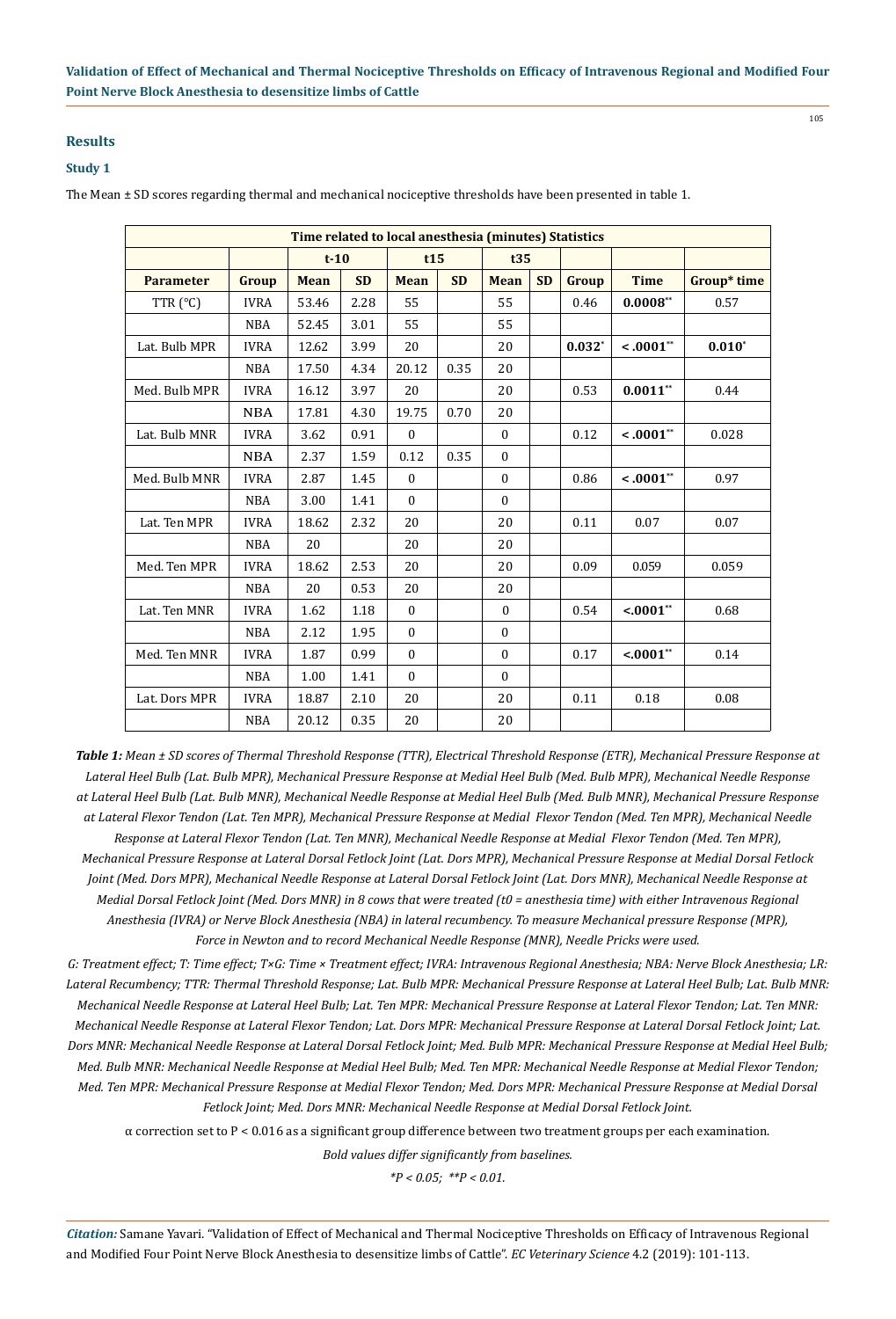## Results

### Study 1

The Mean ± SD scores regarding thermal and mechanical nociceptive thresholds have been presented in table 1.

| Time related to local anesthesia (minutes) Statistics | | | | | | | | | | |
|---|---|---|---|---|---|---|---|---|---|---|
| | | t-10 | | t15 | | t35 | | | | |
| **Parameter** | **Group** | **Mean** | **SD** | **Mean** | **SD** | **Mean** | **SD** | **Group** | **Time** | **Group* time** |
| TTR (°C) | IVRA | 53.46 | 2.28 | 55 | | 55 | | 0.46 | **0.0008**** | 0.57 |
| | NBA | 52.45 | 3.01 | 55 | | 55 | | | | |
| Lat. Bulb MPR | IVRA | 12.62 | 3.99 | 20 | | 20 | | **0.032*** | **< .0001**** | **0.010*** |
| | NBA | 17.50 | 4.34 | 20.12 | 0.35 | 20 | | | | |
| Med. Bulb MPR | IVRA | 16.12 | 3.97 | 20 | | 20 | | 0.53 | **0.0011**** | 0.44 |
| | NBA | 17.81 | 4.30 | 19.75 | 0.70 | 20 | | | | |
| Lat. Bulb MNR | IVRA | 3.62 | 0.91 | 0 | | 0 | | 0.12 | **< .0001**** | 0.028 |
| | NBA | 2.37 | 1.59 | 0.12 | 0.35 | 0 | | | | |
| Med. Bulb MNR | IVRA | 2.87 | 1.45 | 0 | | 0 | | 0.86 | **< .0001**** | 0.97 |
| | NBA | 3.00 | 1.41 | 0 | | 0 | | | | |
| Lat. Ten MPR | IVRA | 18.62 | 2.32 | 20 | | 20 | | 0.11 | 0.07 | 0.07 |
| | NBA | 20 | | 20 | | 20 | | | | |
| Med. Ten MPR | IVRA | 18.62 | 2.53 | 20 | | 20 | | 0.09 | 0.059 | 0.059 |
| | NBA | 20 | 0.53 | 20 | | 20 | | | | |
| Lat. Ten MNR | IVRA | 1.62 | 1.18 | 0 | | 0 | | 0.54 | **<.0001**** | 0.68 |
| | NBA | 2.12 | 1.95 | 0 | | 0 | | | | |
| Med. Ten MNR | IVRA | 1.87 | 0.99 | 0 | | 0 | | 0.17 | **<.0001**** | 0.14 |
| | NBA | 1.00 | 1.41 | 0 | | 0 | | | | |
| Lat. Dors MPR | IVRA | 18.87 | 2.10 | 20 | | 20 | | 0.11 | 0.18 | 0.08 |
| | NBA | 20.12 | 0.35 | 20 | | 20 | | | | |

***Table 1:*** *Mean ± SD scores of Thermal Threshold Response (TTR), Electrical Threshold Response (ETR), Mechanical Pressure Response at Lateral Heel Bulb (Lat. Bulb MPR), Mechanical Pressure Response at Medial Heel Bulb (Med. Bulb MPR), Mechanical Needle Response at Lateral Heel Bulb (Lat. Bulb MNR), Mechanical Needle Response at Medial Heel Bulb (Med. Bulb MNR), Mechanical Pressure Response at Lateral Flexor Tendon (Lat. Ten MPR), Mechanical Pressure Response at Medial Flexor Tendon (Med. Ten MPR), Mechanical Needle Response at Lateral Flexor Tendon (Lat. Ten MNR), Mechanical Needle Response at Medial Flexor Tendon (Med. Ten MPR), Mechanical Pressure Response at Lateral Dorsal Fetlock Joint (Lat. Dors MPR), Mechanical Pressure Response at Medial Dorsal Fetlock Joint (Med. Dors MPR), Mechanical Needle Response at Lateral Dorsal Fetlock Joint (Lat. Dors MNR), Mechanical Needle Response at Medial Dorsal Fetlock Joint (Med. Dors MNR) in 8 cows that were treated (t0 = anesthesia time) with either Intravenous Regional Anesthesia (IVRA) or Nerve Block Anesthesia (NBA) in lateral recumbency. To measure Mechanical pressure Response (MPR), Force in Newton and to record Mechanical Needle Response (MNR), Needle Pricks were used.*

*G: Treatment effect; T: Time effect; T×G: Time × Treatment effect; IVRA: Intravenous Regional Anesthesia; NBA: Nerve Block Anesthesia; LR: Lateral Recumbency; TTR: Thermal Threshold Response; Lat. Bulb MPR: Mechanical Pressure Response at Lateral Heel Bulb; Lat. Bulb MNR: Mechanical Needle Response at Lateral Heel Bulb; Lat. Ten MPR: Mechanical Pressure Response at Lateral Flexor Tendon; Lat. Ten MNR: Mechanical Needle Response at Lateral Flexor Tendon; Lat. Dors MPR: Mechanical Pressure Response at Lateral Dorsal Fetlock Joint; Lat. Dors MNR: Mechanical Needle Response at Lateral Dorsal Fetlock Joint; Med. Bulb MPR: Mechanical Pressure Response at Medial Heel Bulb; Med. Bulb MNR: Mechanical Needle Response at Medial Heel Bulb; Med. Ten MPR: Mechanical Needle Response at Medial Flexor Tendon; Med. Ten MPR: Mechanical Pressure Response at Medial Flexor Tendon; Med. Dors MPR: Mechanical Pressure Response at Medial Dorsal Fetlock Joint; Med. Dors MNR: Mechanical Needle Response at Medial Dorsal Fetlock Joint.*

α correction set to $P < 0.016$ as a significant group difference between two treatment groups per each examination.

*Bold values differ significantly from baselines.*

*$^{*}P < 0.05$; $^{**}P < 0.01$.*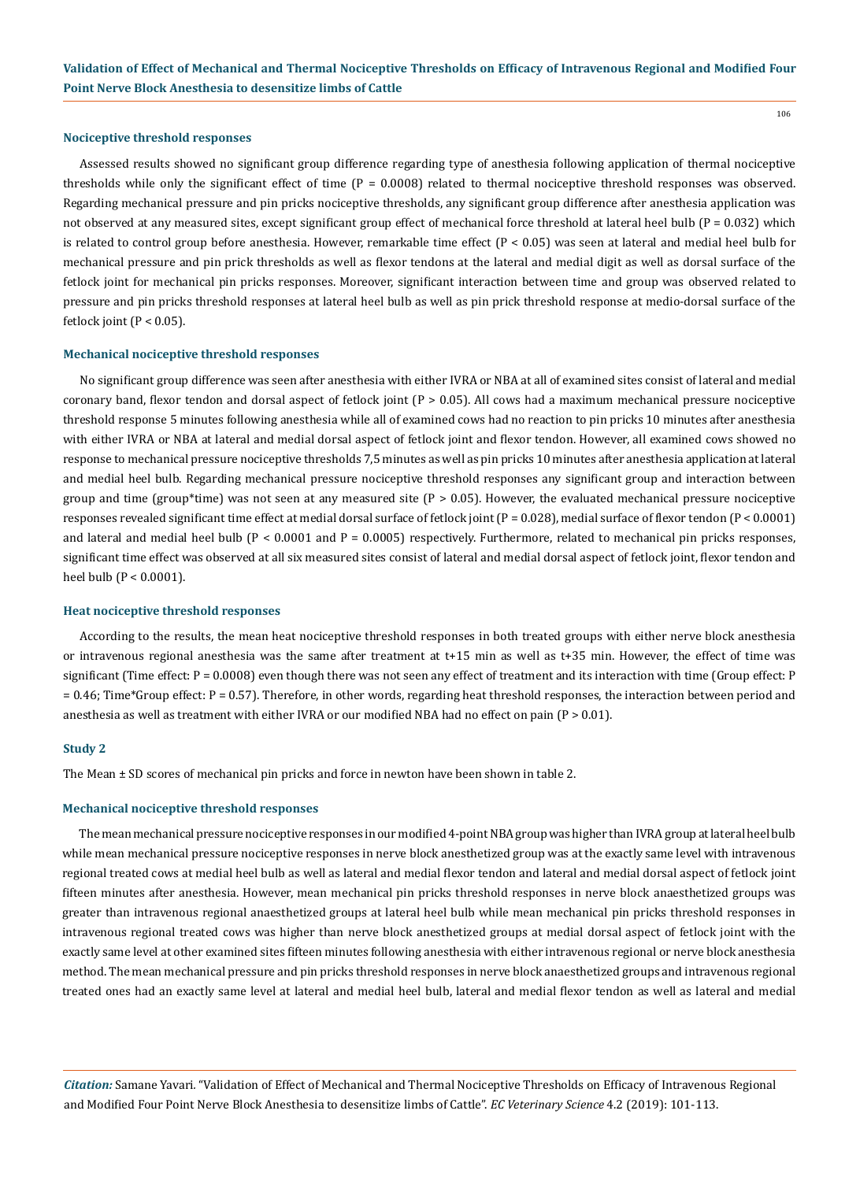#### Nociceptive threshold responses

Assessed results showed no significant group difference regarding type of anesthesia following application of thermal nociceptive thresholds while only the significant effect of time ($P = 0.0008$) related to thermal nociceptive threshold responses was observed. Regarding mechanical pressure and pin pricks nociceptive thresholds, any significant group difference after anesthesia application was not observed at any measured sites, except significant group effect of mechanical force threshold at lateral heel bulb ($P = 0.032$) which is related to control group before anesthesia. However, remarkable time effect ($P < 0.05$) was seen at lateral and medial heel bulb for mechanical pressure and pin prick thresholds as well as flexor tendons at the lateral and medial digit as well as dorsal surface of the fetlock joint for mechanical pin pricks responses. Moreover, significant interaction between time and group was observed related to pressure and pin pricks threshold responses at lateral heel bulb as well as pin prick threshold response at medio-dorsal surface of the fetlock joint ($P < 0.05$).

#### Mechanical nociceptive threshold responses

No significant group difference was seen after anesthesia with either IVRA or NBA at all of examined sites consist of lateral and medial coronary band, flexor tendon and dorsal aspect of fetlock joint ($P > 0.05$). All cows had a maximum mechanical pressure nociceptive threshold response 5 minutes following anesthesia while all of examined cows had no reaction to pin pricks 10 minutes after anesthesia with either IVRA or NBA at lateral and medial dorsal aspect of fetlock joint and flexor tendon. However, all examined cows showed no response to mechanical pressure nociceptive thresholds 7,5 minutes as well as pin pricks 10 minutes after anesthesia application at lateral and medial heel bulb. Regarding mechanical pressure nociceptive threshold responses any significant group and interaction between group and time (group*time) was not seen at any measured site ($P > 0.05$). However, the evaluated mechanical pressure nociceptive responses revealed significant time effect at medial dorsal surface of fetlock joint ($P = 0.028$), medial surface of flexor tendon ($P < 0.0001$) and lateral and medial heel bulb ($P < 0.0001$ and $P = 0.0005$) respectively. Furthermore, related to mechanical pin pricks responses, significant time effect was observed at all six measured sites consist of lateral and medial dorsal aspect of fetlock joint, flexor tendon and heel bulb ($P < 0.0001$).

#### Heat nociceptive threshold responses

According to the results, the mean heat nociceptive threshold responses in both treated groups with either nerve block anesthesia or intravenous regional anesthesia was the same after treatment at t+15 min as well as t+35 min. However, the effect of time was significant (Time effect: $P = 0.0008$) even though there was not seen any effect of treatment and its interaction with time (Group effect: $P = 0.46$; Time*Group effect: $P = 0.57$). Therefore, in other words, regarding heat threshold responses, the interaction between period and anesthesia as well as treatment with either IVRA or our modified NBA had no effect on pain ($P > 0.01$).

### Study 2

The Mean ± SD scores of mechanical pin pricks and force in newton have been shown in table 2.

#### Mechanical nociceptive threshold responses

The mean mechanical pressure nociceptive responses in our modified 4-point NBA group was higher than IVRA group at lateral heel bulb while mean mechanical pressure nociceptive responses in nerve block anesthetized group was at the exactly same level with intravenous regional treated cows at medial heel bulb as well as lateral and medial flexor tendon and lateral and medial dorsal aspect of fetlock joint fifteen minutes after anesthesia. However, mean mechanical pin pricks threshold responses in nerve block anaesthetized groups was greater than intravenous regional anaesthetized groups at lateral heel bulb while mean mechanical pin pricks threshold responses in intravenous regional treated cows was higher than nerve block anesthetized groups at medial dorsal aspect of fetlock joint with the exactly same level at other examined sites fifteen minutes following anesthesia with either intravenous regional or nerve block anesthesia method. The mean mechanical pressure and pin pricks threshold responses in nerve block anaesthetized groups and intravenous regional treated ones had an exactly same level at lateral and medial heel bulb, lateral and medial flexor tendon as well as lateral and medial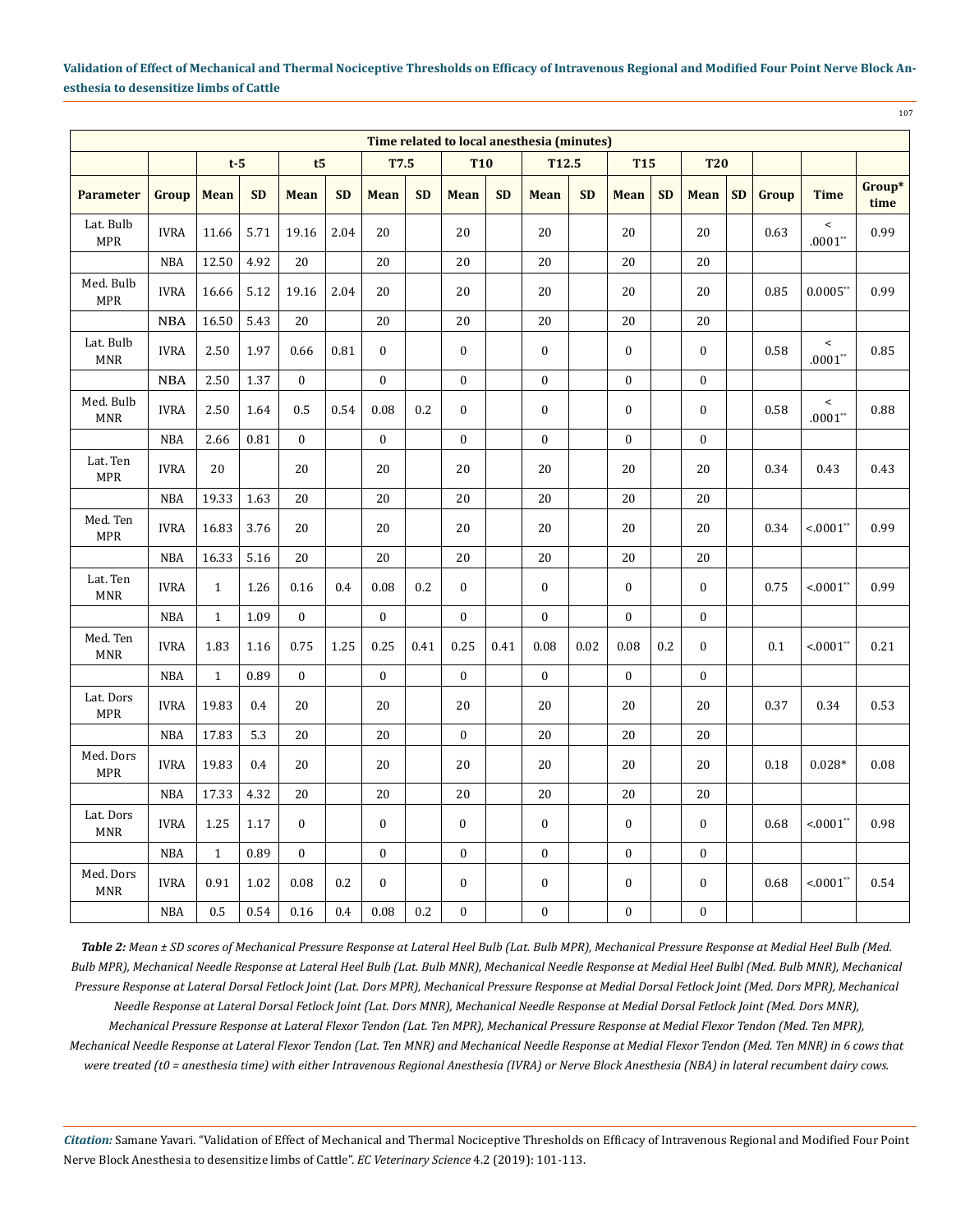| Time related to local anesthesia (minutes) | | | | | | | | | | | | | | | | | | |
|---|---|---|---|---|---|---|---|---|---|---|---|---|---|---|---|---|---|---|
| | | t-5 | | t5 | | T7.5 | | T10 | | T12.5 | | T15 | | T20 | | | | |
| Parameter | Group | Mean | SD | Mean | SD | Mean | SD | Mean | SD | Mean | SD | Mean | SD | Mean | SD | Group | Time | Group* time |
| Lat. Bulb MPR | IVRA | 11.66 | 5.71 | 19.16 | 2.04 | 20 | | 20 | | 20 | | 20 | | 20 | | 0.63 | < .0001** | 0.99 |
| | NBA | 12.50 | 4.92 | 20 | | 20 | | 20 | | 20 | | 20 | | 20 | | | | |
| Med. Bulb MPR | IVRA | 16.66 | 5.12 | 19.16 | 2.04 | 20 | | 20 | | 20 | | 20 | | 20 | | 0.85 | 0.0005** | 0.99 |
| | NBA | 16.50 | 5.43 | 20 | | 20 | | 20 | | 20 | | 20 | | 20 | | | | |
| Lat. Bulb MNR | IVRA | 2.50 | 1.97 | 0.66 | 0.81 | 0 | | 0 | | 0 | | 0 | | 0 | | 0.58 | < .0001** | 0.85 |
| | NBA | 2.50 | 1.37 | 0 | | 0 | | 0 | | 0 | | 0 | | 0 | | | | |
| Med. Bulb MNR | IVRA | 2.50 | 1.64 | 0.5 | 0.54 | 0.08 | 0.2 | 0 | | 0 | | 0 | | 0 | | 0.58 | < .0001** | 0.88 |
| | NBA | 2.66 | 0.81 | 0 | | 0 | | 0 | | 0 | | 0 | | 0 | | | | |
| Lat. Ten MPR | IVRA | 20 | | 20 | | 20 | | 20 | | 20 | | 20 | | 20 | | 0.34 | 0.43 | 0.43 |
| | NBA | 19.33 | 1.63 | 20 | | 20 | | 20 | | 20 | | 20 | | 20 | | | | |
| Med. Ten MPR | IVRA | 16.83 | 3.76 | 20 | | 20 | | 20 | | 20 | | 20 | | 20 | | 0.34 | <.0001** | 0.99 |
| | NBA | 16.33 | 5.16 | 20 | | 20 | | 20 | | 20 | | 20 | | 20 | | | | |
| Lat. Ten MNR | IVRA | 1 | 1.26 | 0.16 | 0.4 | 0.08 | 0.2 | 0 | | 0 | | 0 | | 0 | | 0.75 | <.0001** | 0.99 |
| | NBA | 1 | 1.09 | 0 | | 0 | | 0 | | 0 | | 0 | | 0 | | | | |
| Med. Ten MNR | IVRA | 1.83 | 1.16 | 0.75 | 1.25 | 0.25 | 0.41 | 0.25 | 0.41 | 0.08 | 0.02 | 0.08 | 0.2 | 0 | | 0.1 | <.0001** | 0.21 |
| | NBA | 1 | 0.89 | 0 | | 0 | | 0 | | 0 | | 0 | | 0 | | | | |
| Lat. Dors MPR | IVRA | 19.83 | 0.4 | 20 | | 20 | | 20 | | 20 | | 20 | | 20 | | 0.37 | 0.34 | 0.53 |
| | NBA | 17.83 | 5.3 | 20 | | 20 | | 0 | | 20 | | 20 | | 20 | | | | |
| Med. Dors MPR | IVRA | 19.83 | 0.4 | 20 | | 20 | | 20 | | 20 | | 20 | | 20 | | 0.18 | 0.028* | 0.08 |
| | NBA | 17.33 | 4.32 | 20 | | 20 | | 20 | | 20 | | 20 | | 20 | | | | |
| Lat. Dors MNR | IVRA | 1.25 | 1.17 | 0 | | 0 | | 0 | | 0 | | 0 | | 0 | | 0.68 | <.0001** | 0.98 |
| | NBA | 1 | 0.89 | 0 | | 0 | | 0 | | 0 | | 0 | | 0 | | | | |
| Med. Dors MNR | IVRA | 0.91 | 1.02 | 0.08 | 0.2 | 0 | | 0 | | 0 | | 0 | | 0 | | 0.68 | <.0001** | 0.54 |
| | NBA | 0.5 | 0.54 | 0.16 | 0.4 | 0.08 | 0.2 | 0 | | 0 | | 0 | | 0 | | | | |

***Table 2:*** *Mean ± SD scores of Mechanical Pressure Response at Lateral Heel Bulb (Lat. Bulb MPR), Mechanical Pressure Response at Medial Heel Bulb (Med. Bulb MPR), Mechanical Needle Response at Lateral Heel Bulb (Lat. Bulb MNR), Mechanical Needle Response at Medial Heel Bulbl (Med. Bulb MNR), Mechanical Pressure Response at Lateral Dorsal Fetlock Joint (Lat. Dors MPR), Mechanical Pressure Response at Medial Dorsal Fetlock Joint (Med. Dors MPR), Mechanical Needle Response at Lateral Dorsal Fetlock Joint (Lat. Dors MNR), Mechanical Needle Response at Medial Dorsal Fetlock Joint (Med. Dors MNR), Mechanical Pressure Response at Lateral Flexor Tendon (Lat. Ten MPR), Mechanical Pressure Response at Medial Flexor Tendon (Med. Ten MPR), Mechanical Needle Response at Lateral Flexor Tendon (Lat. Ten MNR) and Mechanical Needle Response at Medial Flexor Tendon (Med. Ten MNR) in 6 cows that were treated (t0 = anesthesia time) with either Intravenous Regional Anesthesia (IVRA) or Nerve Block Anesthesia (NBA) in lateral recumbent dairy cows.*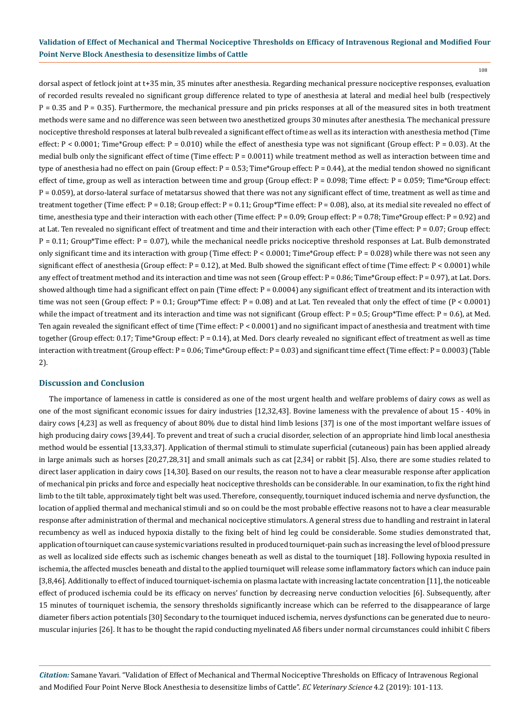dorsal aspect of fetlock joint at t+35 min, 35 minutes after anesthesia. Regarding mechanical pressure nociceptive responses, evaluation of recorded results revealed no significant group difference related to type of anesthesia at lateral and medial heel bulb (respectively $P = 0.35$ and $P = 0.35$). Furthermore, the mechanical pressure and pin pricks responses at all of the measured sites in both treatment methods were same and no difference was seen between two anesthetized groups 30 minutes after anesthesia. The mechanical pressure nociceptive threshold responses at lateral bulb revealed a significant effect of time as well as its interaction with anesthesia method (Time effect: $P < 0.0001$; Time*Group effect: $P = 0.010$) while the effect of anesthesia type was not significant (Group effect: $P = 0.03$). At the medial bulb only the significant effect of time (Time effect: $P = 0.0011$) while treatment method as well as interaction between time and type of anesthesia had no effect on pain (Group effect: $P = 0.53$; Time*Group effect: $P = 0.44$), at the medial tendon showed no significant effect of time, group as well as interaction between time and group (Group effect: $P = 0.098$; Time effect: $P = 0.059$; Time*Group effect: $P = 0.059$), at dorso-lateral surface of metatarsus showed that there was not any significant effect of time, treatment as well as time and treatment together (Time effect: $P = 0.18$; Group effect: $P = 0.11$; Group*Time effect: $P = 0.08$), also, at its medial site revealed no effect of time, anesthesia type and their interaction with each other (Time effect: $P = 0.09$; Group effect: $P = 0.78$; Time*Group effect: $P = 0.92$) and at Lat. Ten revealed no significant effect of treatment and time and their interaction with each other (Time effect: $P = 0.07$; Group effect: $P = 0.11$; Group*Time effect: $P = 0.07$), while the mechanical needle pricks nociceptive threshold responses at Lat. Bulb demonstrated only significant time and its interaction with group (Time effect: $P < 0.0001$; Time*Group effect: $P = 0.028$) while there was not seen any significant effect of anesthesia (Group effect: $P = 0.12$), at Med. Bulb showed the significant effect of time (Time effect: $P < 0.0001$) while any effect of treatment method and its interaction and time was not seen (Group effect: $P = 0.86$; Time*Group effect: $P = 0.97$), at Lat. Dors. showed although time had a significant effect on pain (Time effect: $P = 0.0004$) any significant effect of treatment and its interaction with time was not seen (Group effect: $P = 0.1$; Group*Time effect: $P = 0.08$) and at Lat. Ten revealed that only the effect of time ($P < 0.0001$) while the impact of treatment and its interaction and time was not significant (Group effect: $P = 0.5$; Group*Time effect: $P = 0.6$), at Med. Ten again revealed the significant effect of time (Time effect: $P < 0.0001$) and no significant impact of anesthesia and treatment with time together (Group effect: 0.17; Time*Group effect: $P = 0.14$), at Med. Dors clearly revealed no significant effect of treatment as well as time interaction with treatment (Group effect: $P = 0.06$; Time*Group effect: $P = 0.03$) and significant time effect (Time effect: $P = 0.0003$) (Table 2).

## Discussion and Conclusion

The importance of lameness in cattle is considered as one of the most urgent health and welfare problems of dairy cows as well as one of the most significant economic issues for dairy industries [12,32,43]. Bovine lameness with the prevalence of about 15 - 40% in dairy cows [4,23] as well as frequency of about 80% due to distal hind limb lesions [37] is one of the most important welfare issues of high producing dairy cows [39,44]. To prevent and treat of such a crucial disorder, selection of an appropriate hind limb local anesthesia method would be essential [13,33,37]. Application of thermal stimuli to stimulate superficial (cutaneous) pain has been applied already in large animals such as horses [20,27,28,31] and small animals such as cat [2,34] or rabbit [5]. Also, there are some studies related to direct laser application in dairy cows [14,30]. Based on our results, the reason not to have a clear measurable response after application of mechanical pin pricks and force and especially heat nociceptive thresholds can be considerable. In our examination, to fix the right hind limb to the tilt table, approximately tight belt was used. Therefore, consequently, tourniquet induced ischemia and nerve dysfunction, the location of applied thermal and mechanical stimuli and so on could be the most probable effective reasons not to have a clear measurable response after administration of thermal and mechanical nociceptive stimulators. A general stress due to handling and restraint in lateral recumbency as well as induced hypoxia distally to the fixing belt of hind leg could be considerable. Some studies demonstrated that, application of tourniquet can cause systemic variations resulted in produced tourniquet-pain such as increasing the level of blood pressure as well as localized side effects such as ischemic changes beneath as well as distal to the tourniquet [18]. Following hypoxia resulted in ischemia, the affected muscles beneath and distal to the applied tourniquet will release some inflammatory factors which can induce pain [3,8,46]. Additionally to effect of induced tourniquet-ischemia on plasma lactate with increasing lactate concentration [11], the noticeable effect of produced ischemia could be its efficacy on nerves' function by decreasing nerve conduction velocities [6]. Subsequently, after 15 minutes of tourniquet ischemia, the sensory thresholds significantly increase which can be referred to the disappearance of large diameter fibers action potentials [30] Secondary to the tourniquet induced ischemia, nerves dysfunctions can be generated due to neuro-muscular injuries [26]. It has to be thought the rapid conducting myelinated Aδ fibers under normal circumstances could inhibit C fibers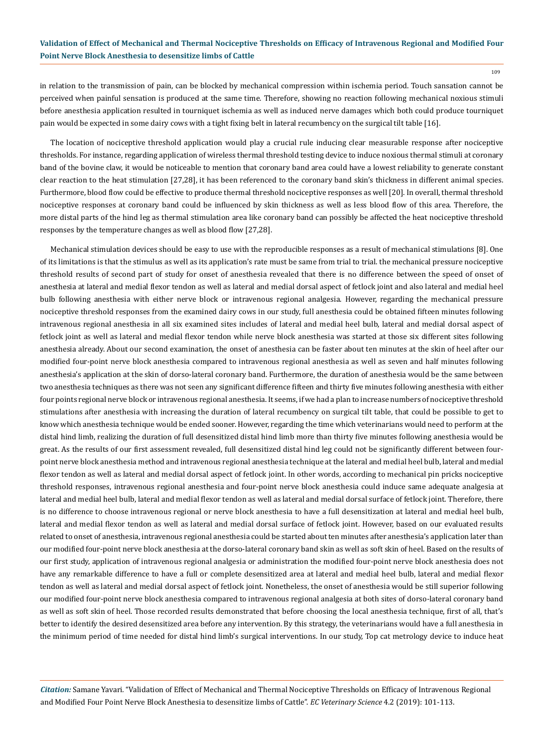in relation to the transmission of pain, can be blocked by mechanical compression within ischemia period. Touch sansation cannot be perceived when painful sensation is produced at the same time. Therefore, showing no reaction following mechanical noxious stimuli before anesthesia application resulted in tourniquet ischemia as well as induced nerve damages which both could produce tourniquet pain would be expected in some dairy cows with a tight fixing belt in lateral recumbency on the surgical tilt table [16].

The location of nociceptive threshold application would play a crucial rule inducing clear measurable response after nociceptive thresholds. For instance, regarding application of wireless thermal threshold testing device to induce noxious thermal stimuli at coronary band of the bovine claw, it would be noticeable to mention that coronary band area could have a lowest reliability to generate constant clear reaction to the heat stimulation [27,28], it has been referenced to the coronary band skin's thickness in different animal species. Furthermore, blood flow could be effective to produce thermal threshold nociceptive responses as well [20]. In overall, thermal threshold nociceptive responses at coronary band could be influenced by skin thickness as well as less blood flow of this area. Therefore, the more distal parts of the hind leg as thermal stimulation area like coronary band can possibly be affected the heat nociceptive threshold responses by the temperature changes as well as blood flow [27,28].

Mechanical stimulation devices should be easy to use with the reproducible responses as a result of mechanical stimulations [8]. One of its limitations is that the stimulus as well as its application's rate must be same from trial to trial. the mechanical pressure nociceptive threshold results of second part of study for onset of anesthesia revealed that there is no difference between the speed of onset of anesthesia at lateral and medial flexor tendon as well as lateral and medial dorsal aspect of fetlock joint and also lateral and medial heel bulb following anesthesia with either nerve block or intravenous regional analgesia. However, regarding the mechanical pressure nociceptive threshold responses from the examined dairy cows in our study, full anesthesia could be obtained fifteen minutes following intravenous regional anesthesia in all six examined sites includes of lateral and medial heel bulb, lateral and medial dorsal aspect of fetlock joint as well as lateral and medial flexor tendon while nerve block anesthesia was started at those six different sites following anesthesia already. About our second examination, the onset of anesthesia can be faster about ten minutes at the skin of heel after our modified four-point nerve block anesthesia compared to intravenous regional anesthesia as well as seven and half minutes following anesthesia's application at the skin of dorso-lateral coronary band. Furthermore, the duration of anesthesia would be the same between two anesthesia techniques as there was not seen any significant difference fifteen and thirty five minutes following anesthesia with either four points regional nerve block or intravenous regional anesthesia. It seems, if we had a plan to increase numbers of nociceptive threshold stimulations after anesthesia with increasing the duration of lateral recumbency on surgical tilt table, that could be possible to get to know which anesthesia technique would be ended sooner. However, regarding the time which veterinarians would need to perform at the distal hind limb, realizing the duration of full desensitized distal hind limb more than thirty five minutes following anesthesia would be great. As the results of our first assessment revealed, full desensitized distal hind leg could not be significantly different between four-point nerve block anesthesia method and intravenous regional anesthesia technique at the lateral and medial heel bulb, lateral and medial flexor tendon as well as lateral and medial dorsal aspect of fetlock joint. In other words, according to mechanical pin pricks nociceptive threshold responses, intravenous regional anesthesia and four-point nerve block anesthesia could induce same adequate analgesia at lateral and medial heel bulb, lateral and medial flexor tendon as well as lateral and medial dorsal surface of fetlock joint. Therefore, there is no difference to choose intravenous regional or nerve block anesthesia to have a full desensitization at lateral and medial heel bulb, lateral and medial flexor tendon as well as lateral and medial dorsal surface of fetlock joint. However, based on our evaluated results related to onset of anesthesia, intravenous regional anesthesia could be started about ten minutes after anesthesia's application later than our modified four-point nerve block anesthesia at the dorso-lateral coronary band skin as well as soft skin of heel. Based on the results of our first study, application of intravenous regional analgesia or administration the modified four-point nerve block anesthesia does not have any remarkable difference to have a full or complete desensitized area at lateral and medial heel bulb, lateral and medial flexor tendon as well as lateral and medial dorsal aspect of fetlock joint. Nonetheless, the onset of anesthesia would be still superior following our modified four-point nerve block anesthesia compared to intravenous regional analgesia at both sites of dorso-lateral coronary band as well as soft skin of heel. Those recorded results demonstrated that before choosing the local anesthesia technique, first of all, that's better to identify the desired desensitized area before any intervention. By this strategy, the veterinarians would have a full anesthesia in the minimum period of time needed for distal hind limb's surgical interventions. In our study, Top cat metrology device to induce heat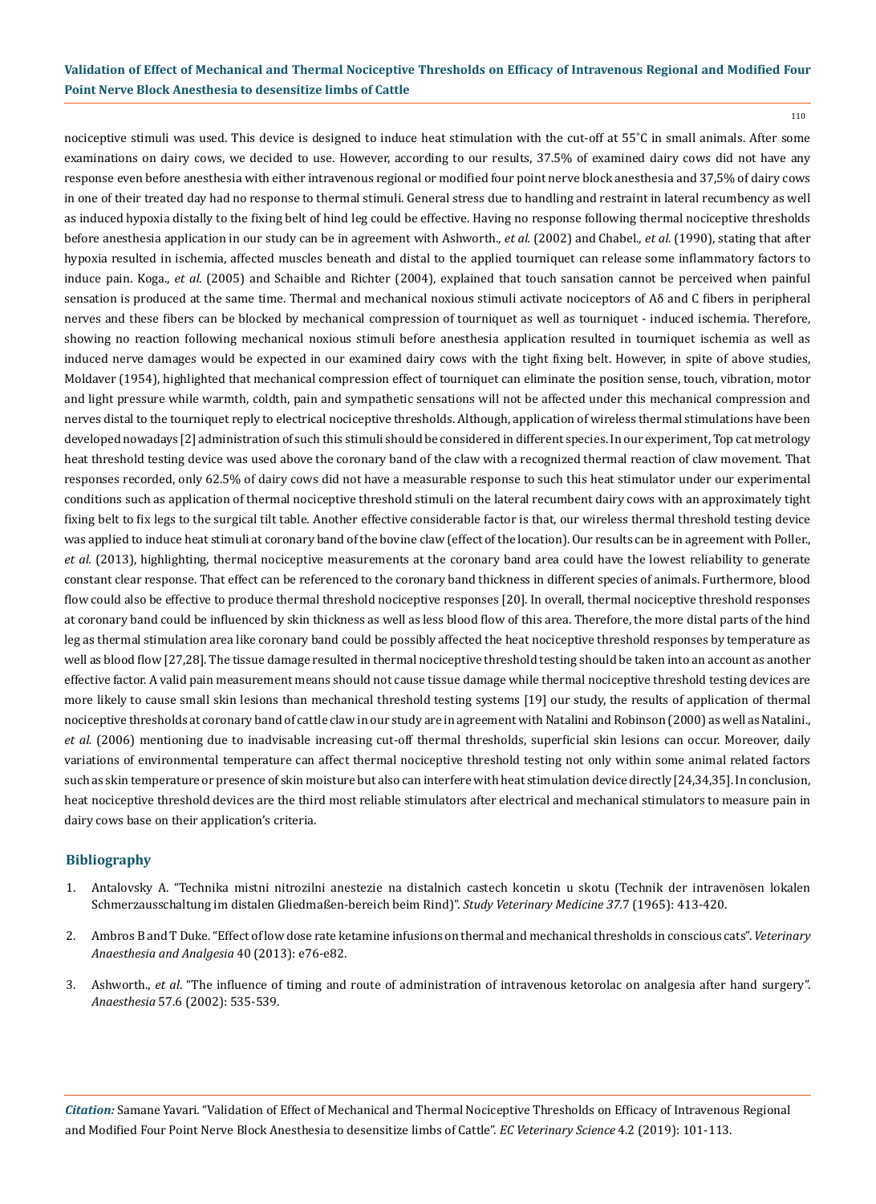nociceptive stimuli was used. This device is designed to induce heat stimulation with the cut-off at 55°C in small animals. After some examinations on dairy cows, we decided to use. However, according to our results, 37.5% of examined dairy cows did not have any response even before anesthesia with either intravenous regional or modified four point nerve block anesthesia and 37,5% of dairy cows in one of their treated day had no response to thermal stimuli. General stress due to handling and restraint in lateral recumbency as well as induced hypoxia distally to the fixing belt of hind leg could be effective. Having no response following thermal nociceptive thresholds before anesthesia application in our study can be in agreement with Ashworth., *et al.* (2002) and Chabel., *et al.* (1990), stating that after hypoxia resulted in ischemia, affected muscles beneath and distal to the applied tourniquet can release some inflammatory factors to induce pain. Koga., *et al.* (2005) and Schaible and Richter (2004), explained that touch sansation cannot be perceived when painful sensation is produced at the same time. Thermal and mechanical noxious stimuli activate nociceptors of Aδ and C fibers in peripheral nerves and these fibers can be blocked by mechanical compression of tourniquet as well as tourniquet - induced ischemia. Therefore, showing no reaction following mechanical noxious stimuli before anesthesia application resulted in tourniquet ischemia as well as induced nerve damages would be expected in our examined dairy cows with the tight fixing belt. However, in spite of above studies, Moldaver (1954), highlighted that mechanical compression effect of tourniquet can eliminate the position sense, touch, vibration, motor and light pressure while warmth, coldth, pain and sympathetic sensations will not be affected under this mechanical compression and nerves distal to the tourniquet reply to electrical nociceptive thresholds. Although, application of wireless thermal stimulations have been developed nowadays [2] administration of such this stimuli should be considered in different species. In our experiment, Top cat metrology heat threshold testing device was used above the coronary band of the claw with a recognized thermal reaction of claw movement. That responses recorded, only 62.5% of dairy cows did not have a measurable response to such this heat stimulator under our experimental conditions such as application of thermal nociceptive threshold stimuli on the lateral recumbent dairy cows with an approximately tight fixing belt to fix legs to the surgical tilt table. Another effective considerable factor is that, our wireless thermal threshold testing device was applied to induce heat stimuli at coronary band of the bovine claw (effect of the location). Our results can be in agreement with Poller., *et al.* (2013), highlighting, thermal nociceptive measurements at the coronary band area could have the lowest reliability to generate constant clear response. That effect can be referenced to the coronary band thickness in different species of animals. Furthermore, blood flow could also be effective to produce thermal threshold nociceptive responses [20]. In overall, thermal nociceptive threshold responses at coronary band could be influenced by skin thickness as well as less blood flow of this area. Therefore, the more distal parts of the hind leg as thermal stimulation area like coronary band could be possibly affected the heat nociceptive threshold responses by temperature as well as blood flow [27,28]. The tissue damage resulted in thermal nociceptive threshold testing should be taken into an account as another effective factor. A valid pain measurement means should not cause tissue damage while thermal nociceptive threshold testing devices are more likely to cause small skin lesions than mechanical threshold testing systems [19] our study, the results of application of thermal nociceptive thresholds at coronary band of cattle claw in our study are in agreement with Natalini and Robinson (2000) as well as Natalini., *et al.* (2006) mentioning due to inadvisable increasing cut-off thermal thresholds, superficial skin lesions can occur. Moreover, daily variations of environmental temperature can affect thermal nociceptive threshold testing not only within some animal related factors such as skin temperature or presence of skin moisture but also can interfere with heat stimulation device directly [24,34,35]. In conclusion, heat nociceptive threshold devices are the third most reliable stimulators after electrical and mechanical stimulators to measure pain in dairy cows base on their application's criteria.

## Bibliography

1. Antalovsky A. "Technika mistni nitrozilni anestezie na distalnich castech koncetin u skotu (Technik der intravenösen lokalen Schmerzausschaltung im distalen Gliedmaßen-bereich beim Rind)". *Study Veterinary Medicine 37*.7 (1965): 413-420.
2. Ambros B and T Duke. "Effect of low dose rate ketamine infusions on thermal and mechanical thresholds in conscious cats". *Veterinary Anaesthesia and Analgesia* 40 (2013): e76-e82.
3. Ashworth., *et al*. "The influence of timing and route of administration of intravenous ketorolac on analgesia after hand surgery". *Anaesthesia* 57.6 (2002): 535-539.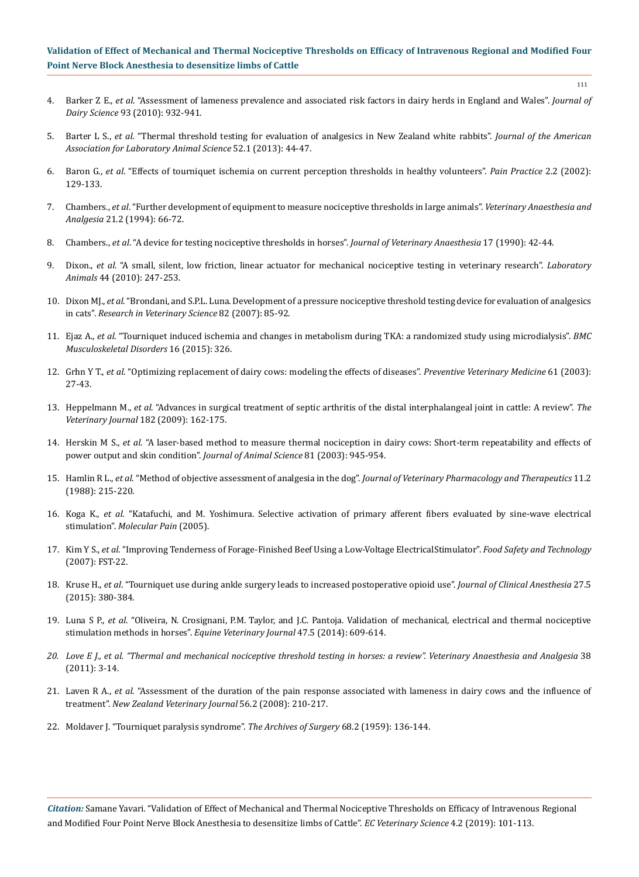4. Barker Z E., *et al*. "Assessment of lameness prevalence and associated risk factors in dairy herds in England and Wales". *Journal of Dairy Science* 93 (2010): 932-941.

5. Barter L S., *et al*. "Thermal threshold testing for evaluation of analgesics in New Zealand white rabbits". *Journal of the American Association for Laboratory Animal Science* 52.1 (2013): 44-47.

6. Baron G., *et al*. "Effects of tourniquet ischemia on current perception thresholds in healthy volunteers". *Pain Practice* 2.2 (2002): 129-133.

7. Chambers., *et al*. "Further development of equipment to measure nociceptive thresholds in large animals". *Veterinary Anaesthesia and Analgesia* 21.2 (1994): 66-72.

8. Chambers., *et al*. "A device for testing nociceptive thresholds in horses". *Journal of Veterinary Anaesthesia* 17 (1990): 42-44.

9. Dixon., *et al*. "A small, silent, low friction, linear actuator for mechanical nociceptive testing in veterinary research". *Laboratory Animals* 44 (2010): 247-253.

10. Dixon MJ., *et al*. "Brondani, and S.P.L. Luna. Development of a pressure nociceptive threshold testing device for evaluation of analgesics in cats". *Research in Veterinary Science* 82 (2007): 85-92.

11. Ejaz A., *et al*. "Tourniquet induced ischemia and changes in metabolism during TKA: a randomized study using microdialysis". *BMC Musculoskeletal Disorders* 16 (2015): 326.

12. Grhn Y T., *et al*. "Optimizing replacement of dairy cows: modeling the effects of diseases". *Preventive Veterinary Medicine* 61 (2003): 27-43.

13. Heppelmann M., *et al*. "Advances in surgical treatment of septic arthritis of the distal interphalangeal joint in cattle: A review". *The Veterinary Journal* 182 (2009): 162-175.

14. Herskin M S., *et al*. "A laser-based method to measure thermal nociception in dairy cows: Short-term repeatability and effects of power output and skin condition". *Journal of Animal Science* 81 (2003): 945-954.

15. Hamlin R L., *et al*. "Method of objective assessment of analgesia in the dog". *Journal of Veterinary Pharmacology and Therapeutics* 11.2 (1988): 215-220.

16. Koga K., *et al*. "Katafuchi, and M. Yoshimura. Selective activation of primary afferent fibers evaluated by sine-wave electrical stimulation". *Molecular Pain* (2005).

17. Kim Y S., *et al*. "Improving Tenderness of Forage-Finished Beef Using a Low-Voltage ElectricalStimulator". *Food Safety and Technology* (2007): FST-22.

18. Kruse H., *et al*. "Tourniquet use during ankle surgery leads to increased postoperative opioid use". *Journal of Clinical Anesthesia* 27.5 (2015): 380-384.

19. Luna S P., *et al*. "Oliveira, N. Crosignani, P.M. Taylor, and J.C. Pantoja. Validation of mechanical, electrical and thermal nociceptive stimulation methods in horses". *Equine Veterinary Journal* 47.5 (2014): 609-614.

20. *Love E J., et al. "Thermal and mechanical nociceptive threshold testing in horses: a review". Veterinary Anaesthesia and Analgesia* 38 (2011): 3-14.

21. Laven R A., *et al*. "Assessment of the duration of the pain response associated with lameness in dairy cows and the influence of treatment". *New Zealand Veterinary Journal* 56.2 (2008): 210-217.

22. Moldaver J. "Tourniquet paralysis syndrome". *The Archives of Surgery* 68.2 (1959): 136-144.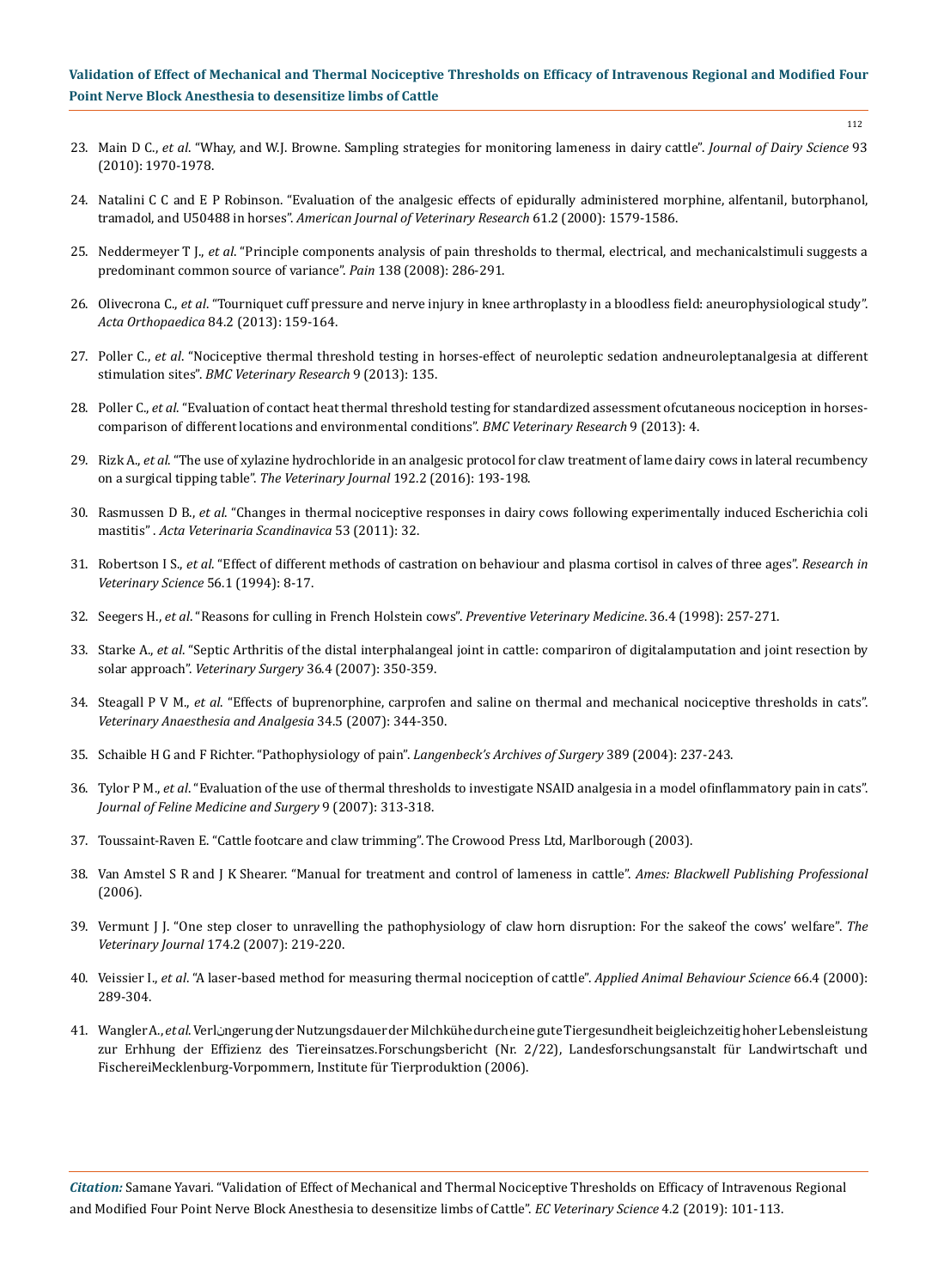23. Main D C., *et al*. "Whay, and W.J. Browne. Sampling strategies for monitoring lameness in dairy cattle". *Journal of Dairy Science* 93 (2010): 1970-1978.

24. Natalini C C and E P Robinson. "Evaluation of the analgesic effects of epidurally administered morphine, alfentanil, butorphanol, tramadol, and U50488 in horses". *American Journal of Veterinary Research* 61.2 (2000): 1579-1586.

25. Neddermeyer T J., *et al*. "Principle components analysis of pain thresholds to thermal, electrical, and mechanicalstimuli suggests a predominant common source of variance". *Pain* 138 (2008): 286-291.

26. Olivecrona C., *et al*. "Tourniquet cuff pressure and nerve injury in knee arthroplasty in a bloodless field: aneurophysiological study". *Acta Orthopaedica* 84.2 (2013): 159-164.

27. Poller C., *et al*. "Nociceptive thermal threshold testing in horses-effect of neuroleptic sedation andneuroleptanalgesia at different stimulation sites". *BMC Veterinary Research* 9 (2013): 135.

28. Poller C., *et al*. "Evaluation of contact heat thermal threshold testing for standardized assessment ofcutaneous nociception in horses-comparison of different locations and environmental conditions". *BMC Veterinary Research* 9 (2013): 4.

29. Rizk A., *et al*. "The use of xylazine hydrochloride in an analgesic protocol for claw treatment of lame dairy cows in lateral recumbency on a surgical tipping table". *The Veterinary Journal* 192.2 (2016): 193-198.

30. Rasmussen D B., *et al*. "Changes in thermal nociceptive responses in dairy cows following experimentally induced Escherichia coli mastitis" . *Acta Veterinaria Scandinavica* 53 (2011): 32.

31. Robertson I S., *et al*. "Effect of different methods of castration on behaviour and plasma cortisol in calves of three ages". *Research in Veterinary Science* 56.1 (1994): 8-17.

32. Seegers H., *et al*. "Reasons for culling in French Holstein cows". *Preventive Veterinary Medicine*. 36.4 (1998): 257-271.

33. Starke A., *et al*. "Septic Arthritis of the distal interphalangeal joint in cattle: compariron of digitalamputation and joint resection by solar approach". *Veterinary Surgery* 36.4 (2007): 350-359.

34. Steagall P V M., *et al*. "Effects of buprenorphine, carprofen and saline on thermal and mechanical nociceptive thresholds in cats". *Veterinary Anaesthesia and Analgesia* 34.5 (2007): 344-350.

35. Schaible H G and F Richter. "Pathophysiology of pain". *Langenbeck's Archives of Surgery* 389 (2004): 237-243.

36. Tylor P M., *et al*. "Evaluation of the use of thermal thresholds to investigate NSAID analgesia in a model ofinflammatory pain in cats". *Journal of Feline Medicine and Surgery* 9 (2007): 313-318.

37. Toussaint-Raven E. "Cattle footcare and claw trimming". The Crowood Press Ltd, Marlborough (2003).

38. Van Amstel S R and J K Shearer. "Manual for treatment and control of lameness in cattle". *Ames: Blackwell Publishing Professional* (2006).

39. Vermunt J J. "One step closer to unravelling the pathophysiology of claw horn disruption: For the sakeof the cows' welfare". *The Veterinary Journal* 174.2 (2007): 219-220.

40. Veissier I., *et al*. "A laser-based method for measuring thermal nociception of cattle". *Applied Animal Behaviour Science* 66.4 (2000): 289-304.

41. Wangler A., *et al*. Verlُngerung der Nutzungsdauer der Milchkühe durch eine gute Tiergesundheit beigleichzeitig hoher Lebensleistung zur Erhhung der Effizienz des Tiereinsatzes.Forschungsbericht (Nr. 2/22), Landesforschungsanstalt für Landwirtschaft und FischereiMecklenburg-Vorpommern, Institute für Tierproduktion (2006).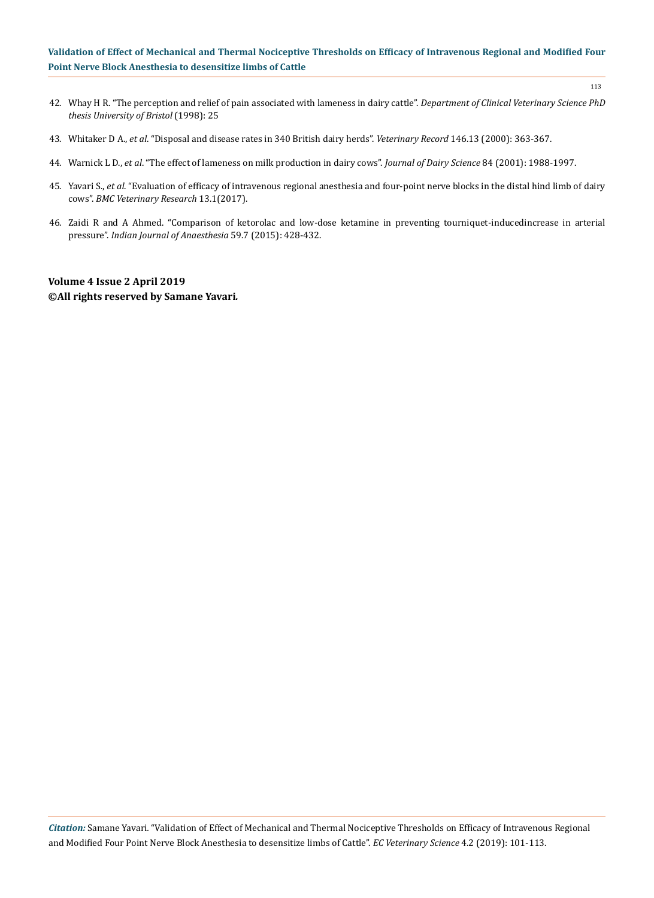42. Whay H R. "The perception and relief of pain associated with lameness in dairy cattle". *Department of Clinical Veterinary Science PhD thesis University of Bristol* (1998): 25

43. Whitaker D A., *et al*. "Disposal and disease rates in 340 British dairy herds". *Veterinary Record* 146.13 (2000): 363-367.

44. Warnick L D., *et al*. "The effect of lameness on milk production in dairy cows". *Journal of Dairy Science* 84 (2001): 1988-1997.

45. Yavari S., *et al*. "Evaluation of efficacy of intravenous regional anesthesia and four-point nerve blocks in the distal hind limb of dairy cows". *BMC Veterinary Research* 13.1(2017).

46. Zaidi R and A Ahmed. "Comparison of ketorolac and low-dose ketamine in preventing tourniquet-inducedincrease in arterial pressure". *Indian Journal of Anaesthesia* 59.7 (2015): 428-432.

**Volume 4 Issue 2 April 2019**
**©All rights reserved by Samane Yavari.**